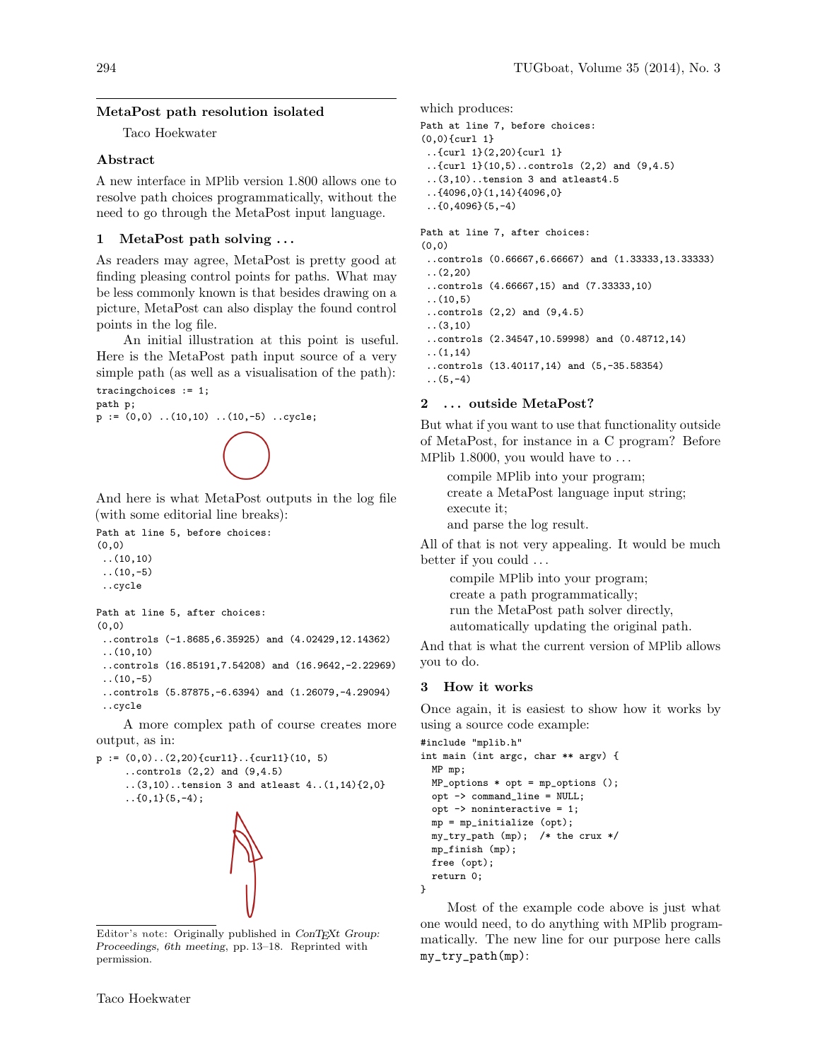## MetaPost path resolution isolated

Taco Hoekwater

### Abstract

A new interface in MPlib version 1.800 allows one to resolve path choices programmatically, without the need to go through the MetaPost input language.

### 1 MetaPost path solving ...

As readers may agree, MetaPost is pretty good at finding pleasing control points for paths. What may be less commonly known is that besides drawing on a picture, MetaPost can also display the found control points in the log file.

An initial illustration at this point is useful. Here is the MetaPost path input source of a very simple path (as well as a visualisation of the path):

```
tracingchoices := 1;
path p;
p := (0,0) ..(10,10) ..(10,-5) ..cycle;
```

And here is what MetaPost outputs in the log file (with some editorial line breaks):

```
Path at line 5, before choices:
(0,0)
 ..(10,10)
 ..(10,-5)
 ..cycle

Path at line 5, after choices:
(0,0)
 ..controls (-1.8685,6.35925) and (4.02429,12.14362)
 ..(10,10)
 ..controls (16.85191,7.54208) and (16.9642,-2.22969)
 ..(10,-5)
 ..controls (5.87875,-6.6394) and (1.26079,-4.29094)
 ..cycle
```

A more complex path of course creates more output, as in:

```
p := (0,0)..(2,20){curl1}..{curl1}(10, 5)
     ..controls (2,2) and (9,4.5)
     ..(3,10)..tension 3 and atleast 4..(1,14){2,0}
     ..{0,1}(5,-4);
```

Editor's note: Originally published in *ConTEXt Group: Proceedings, 6th meeting*, pp. 13–18. Reprinted with permission.

which produces:

```
Path at line 7, before choices:
(0,0){curl 1}
 ..{curl 1}(2,20){curl 1}
 ..{curl 1}(10,5)..controls (2,2) and (9,4.5)
 ..(3,10)..tension 3 and atleast4.5
 ..{4096,0}(1,14){4096,0}
 ..{0,4096}(5,-4)

Path at line 7, after choices:
(0,0)
 ..controls (0.66667,6.66667) and (1.33333,13.33333)
 ..(2,20)
 ..controls (4.66667,15) and (7.33333,10)
 ..(10,5)
 ..controls (2,2) and (9,4.5)
 ..(3,10)
 ..controls (2.34547,10.59998) and (0.48712,14)
 ..(1,14)
 ..controls (13.40117,14) and (5,-35.58354)
 ..(5,-4)
```

### 2 ... outside MetaPost?

But what if you want to use that functionality outside of MetaPost, for instance in a C program? Before MPlib 1.8000, you would have to ...

compile MPlib into your program;
create a MetaPost language input string;
execute it;
and parse the log result.

All of that is not very appealing. It would be much better if you could ...

compile MPlib into your program;
create a path programmatically;
run the MetaPost path solver directly,
automatically updating the original path.

And that is what the current version of MPlib allows you to do.

### 3 How it works

Once again, it is easiest to show how it works by using a source code example:

```
#include "mplib.h"
int main (int argc, char ** argv) {
  MP mp;
  MP_options * opt = mp_options ();
  opt -> command_line = NULL;
  opt -> noninteractive = 1;
  mp = mp_initialize (opt);
  my_try_path (mp);  /* the crux */
  mp_finish (mp);
  free (opt);
  return 0;
}
```

Most of the example code above is just what one would need, to do anything with MPlib programmatically. The new line for our purpose here calls `my_try_path(mp)`: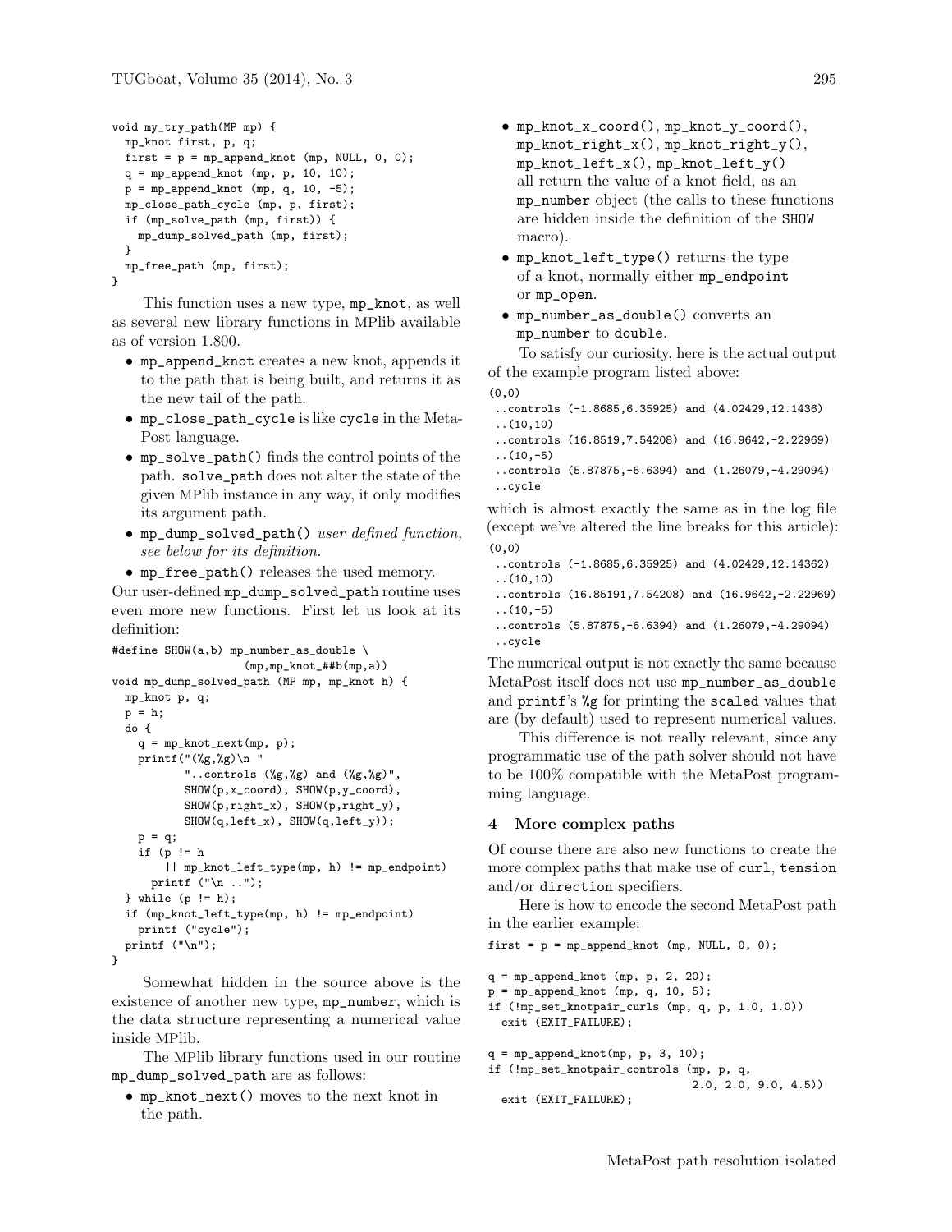```
void my_try_path(MP mp) {
  mp_knot first, p, q;
  first = p = mp_append_knot (mp, NULL, 0, 0);
  q = mp_append_knot (mp, p, 10, 10);
  p = mp_append_knot (mp, q, 10, -5);
  mp_close_path_cycle (mp, p, first);
  if (mp_solve_path (mp, first)) {
    mp_dump_solved_path (mp, first);
  }
  mp_free_path (mp, first);
}
```

This function uses a new type, `mp_knot`, as well as several new library functions in MPlib available as of version 1.800.

- `mp_append_knot` creates a new knot, appends it to the path that is being built, and returns it as the new tail of the path.
- `mp_close_path_cycle` is like `cycle` in the MetaPost language.
- `mp_solve_path()` finds the control points of the path. `solve_path` does not alter the state of the given MPlib instance in any way, it only modifies its argument path.
- `mp_dump_solved_path()` *user defined function, see below for its definition.*
- `mp_free_path()` releases the used memory.

Our user-defined `mp_dump_solved_path` routine uses even more new functions. First let us look at its definition:

```
#define SHOW(a,b) mp_number_as_double \
                   (mp,mp_knot_##b(mp,a))
void mp_dump_solved_path (MP mp, mp_knot h) {
  mp_knot p, q;
  p = h;
  do {
    q = mp_knot_next(mp, p);
    printf("(%g,%g)\n "
           "..controls (%g,%g) and (%g,%g)",
           SHOW(p,x_coord), SHOW(p,y_coord),
           SHOW(p,right_x), SHOW(p,right_y),
           SHOW(q,left_x), SHOW(q,left_y));
    p = q;
    if (p != h
        || mp_knot_left_type(mp, h) != mp_endpoint)
      printf ("\n ..");
  } while (p != h);
  if (mp_knot_left_type(mp, h) != mp_endpoint)
    printf ("cycle");
  printf ("\n");
}
```

Somewhat hidden in the source above is the existence of another new type, `mp_number`, which is the data structure representing a numerical value inside MPlib.

The MPlib library functions used in our routine `mp_dump_solved_path` are as follows:

- `mp_knot_next()` moves to the next knot in the path.
- `mp_knot_x_coord()`, `mp_knot_y_coord()`, `mp_knot_right_x()`, `mp_knot_right_y()`, `mp_knot_left_x()`, `mp_knot_left_y()` all return the value of a knot field, as an `mp_number` object (the calls to these functions are hidden inside the definition of the `SHOW` macro).
- `mp_knot_left_type()` returns the type of a knot, normally either `mp_endpoint` or `mp_open`.
- `mp_number_as_double()` converts an `mp_number` to `double`.

To satisfy our curiosity, here is the actual output of the example program listed above:

```
(0,0)
 ..controls (-1.8685,6.35925) and (4.02429,12.1436)
 ..(10,10)
 ..controls (16.8519,7.54208) and (16.9642,-2.22969)
 ..(10,-5)
 ..controls (5.87875,-6.6394) and (1.26079,-4.29094)
 ..cycle
```

which is almost exactly the same as in the log file (except we've altered the line breaks for this article):

```
(0,0)
 ..controls (-1.8685,6.35925) and (4.02429,12.14362)
 ..(10,10)
 ..controls (16.85191,7.54208) and (16.9642,-2.22969)
 ..(10,-5)
 ..controls (5.87875,-6.6394) and (1.26079,-4.29094)
 ..cycle
```

The numerical output is not exactly the same because MetaPost itself does not use `mp_number_as_double` and `printf`'s `%g` for printing the `scaled` values that are (by default) used to represent numerical values.

This difference is not really relevant, since any programmatic use of the path solver should not have to be 100% compatible with the MetaPost programming language.

## 4 More complex paths

Of course there are also new functions to create the more complex paths that make use of `curl`, `tension` and/or `direction` specifiers.

Here is how to encode the second MetaPost path in the earlier example:

```
first = p = mp_append_knot (mp, NULL, 0, 0);

q = mp_append_knot (mp, p, 2, 20);
p = mp_append_knot (mp, q, 10, 5);
if (!mp_set_knotpair_curls (mp, q, p, 1.0, 1.0))
  exit (EXIT_FAILURE);

q = mp_append_knot(mp, p, 3, 10);
if (!mp_set_knotpair_controls (mp, p, q,
                               2.0, 2.0, 9.0, 4.5))
  exit (EXIT_FAILURE);
```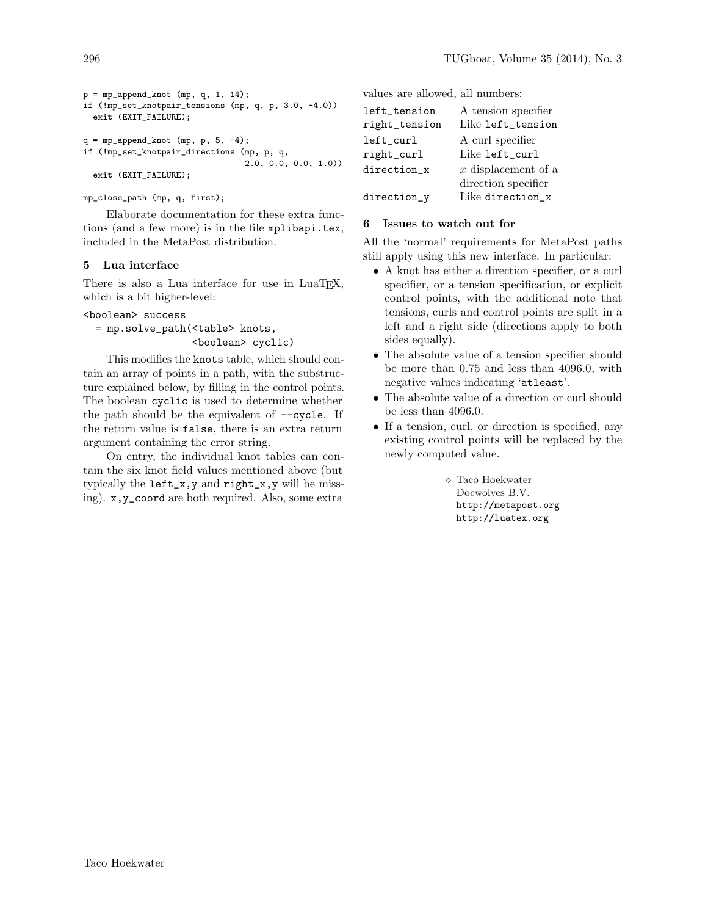```
p = mp_append_knot (mp, q, 1, 14);
if (!mp_set_knotpair_tensions (mp, q, p, 3.0, -4.0))
  exit (EXIT_FAILURE);

q = mp_append_knot (mp, p, 5, -4);
if (!mp_set_knotpair_directions (mp, p, q,
                                 2.0, 0.0, 0.0, 1.0))
  exit (EXIT_FAILURE);

mp_close_path (mp, q, first);
```

Elaborate documentation for these extra functions (and a few more) is in the file `mplibapi.tex`, included in the MetaPost distribution.

## 5 Lua interface

There is also a Lua interface for use in LuaTEX, which is a bit higher-level:

```
<boolean> success
  = mp.solve_path(<table> knots,
                  <boolean> cyclic)
```

This modifies the `knots` table, which should contain an array of points in a path, with the substructure explained below, by filling in the control points. The boolean `cyclic` is used to determine whether the path should be the equivalent of `--cycle`. If the return value is `false`, there is an extra return argument containing the error string.

On entry, the individual knot tables can contain the six knot field values mentioned above (but typically the `left_x,y` and `right_x,y` will be missing). `x,y_coord` are both required. Also, some extra values are allowed, all numbers:

| | |
|---|---|
| `left_tension` | A tension specifier |
| `right_tension` | Like `left_tension` |
| `left_curl` | A curl specifier |
| `right_curl` | Like `left_curl` |
| `direction_x` | $x$ displacement of a direction specifier |
| `direction_y` | Like `direction_x` |

## 6 Issues to watch out for

All the 'normal' requirements for MetaPost paths still apply using this new interface. In particular:

- A knot has either a direction specifier, or a curl specifier, or a tension specification, or explicit control points, with the additional note that tensions, curls and control points are split in a left and a right side (directions apply to both sides equally).
- The absolute value of a tension specifier should be more than 0.75 and less than 4096.0, with negative values indicating '`atleast`'.
- The absolute value of a direction or curl should be less than 4096.0.
- If a tension, curl, or direction is specified, any existing control points will be replaced by the newly computed value.

◇ Taco Hoekwater
Docwolves B.V.
http://metapost.org
http://luatex.org